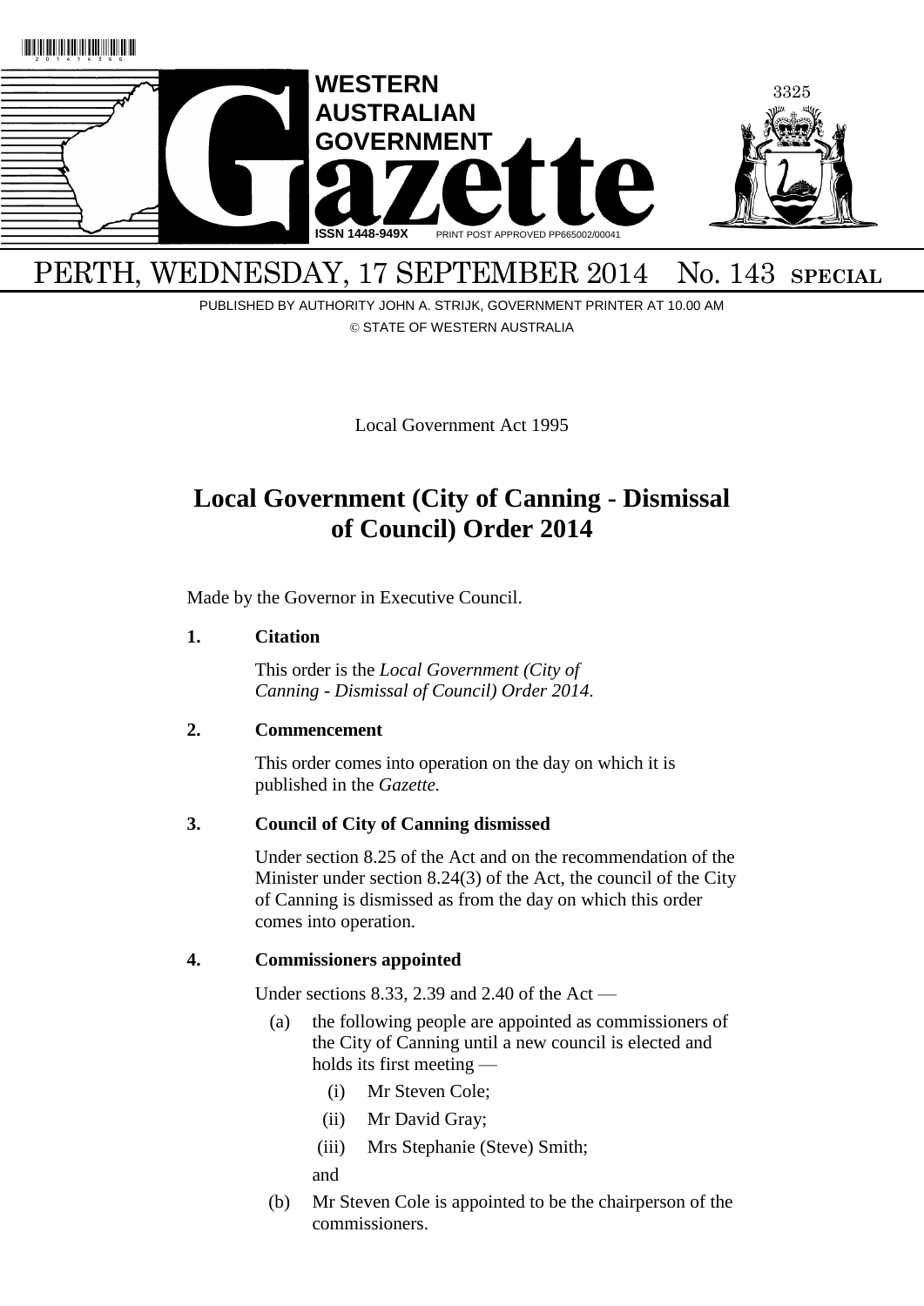# WESTERN AUSTRALIAN GOVERNMENT Gazette

ISSN 1448-949X PRINT POST APPROVED PP665002/00041

PERTH, WEDNESDAY, 17 SEPTEMBER 2014 No. 143 SPECIAL

PUBLISHED BY AUTHORITY JOHN A. STRIJK, GOVERNMENT PRINTER AT 10.00 AM

© STATE OF WESTERN AUSTRALIA

Local Government Act 1995

## Local Government (City of Canning - Dismissal of Council) Order 2014

Made by the Governor in Executive Council.

**1. Citation**

This order is the *Local Government (City of Canning - Dismissal of Council) Order 2014*.

**2. Commencement**

This order comes into operation on the day on which it is published in the *Gazette.*

**3. Council of City of Canning dismissed**

Under section 8.25 of the Act and on the recommendation of the Minister under section 8.24(3) of the Act, the council of the City of Canning is dismissed as from the day on which this order comes into operation.

**4. Commissioners appointed**

Under sections 8.33, 2.39 and 2.40 of the Act —

(a) the following people are appointed as commissioners of the City of Canning until a new council is elected and holds its first meeting —

(i) Mr Steven Cole;

(ii) Mr David Gray;

(iii) Mrs Stephanie (Steve) Smith;

and

(b) Mr Steven Cole is appointed to be the chairperson of the commissioners.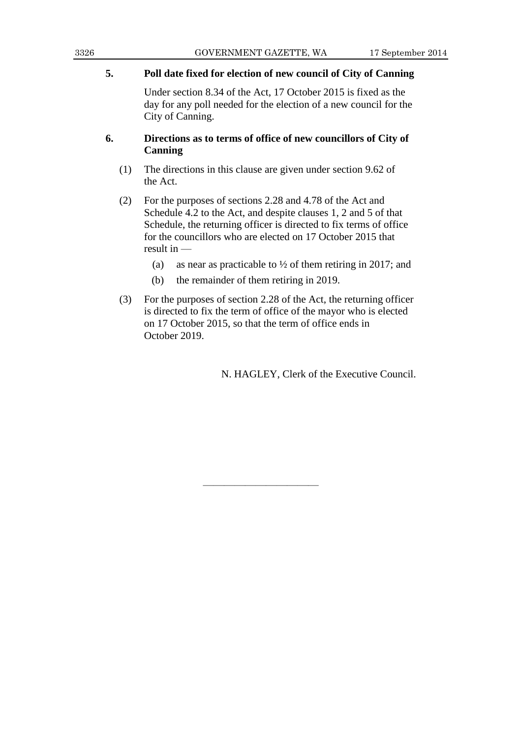**5. Poll date fixed for election of new council of City of Canning**

Under section 8.34 of the Act, 17 October 2015 is fixed as the day for any poll needed for the election of a new council for the City of Canning.

**6. Directions as to terms of office of new councillors of City of Canning**

(1) The directions in this clause are given under section 9.62 of the Act.

(2) For the purposes of sections 2.28 and 4.78 of the Act and Schedule 4.2 to the Act, and despite clauses 1, 2 and 5 of that Schedule, the returning officer is directed to fix terms of office for the councillors who are elected on 17 October 2015 that result in —

(a) as near as practicable to ½ of them retiring in 2017; and

(b) the remainder of them retiring in 2019.

(3) For the purposes of section 2.28 of the Act, the returning officer is directed to fix the term of office of the mayor who is elected on 17 October 2015, so that the term of office ends in October 2019.

N. HAGLEY, Clerk of the Executive Council.

---